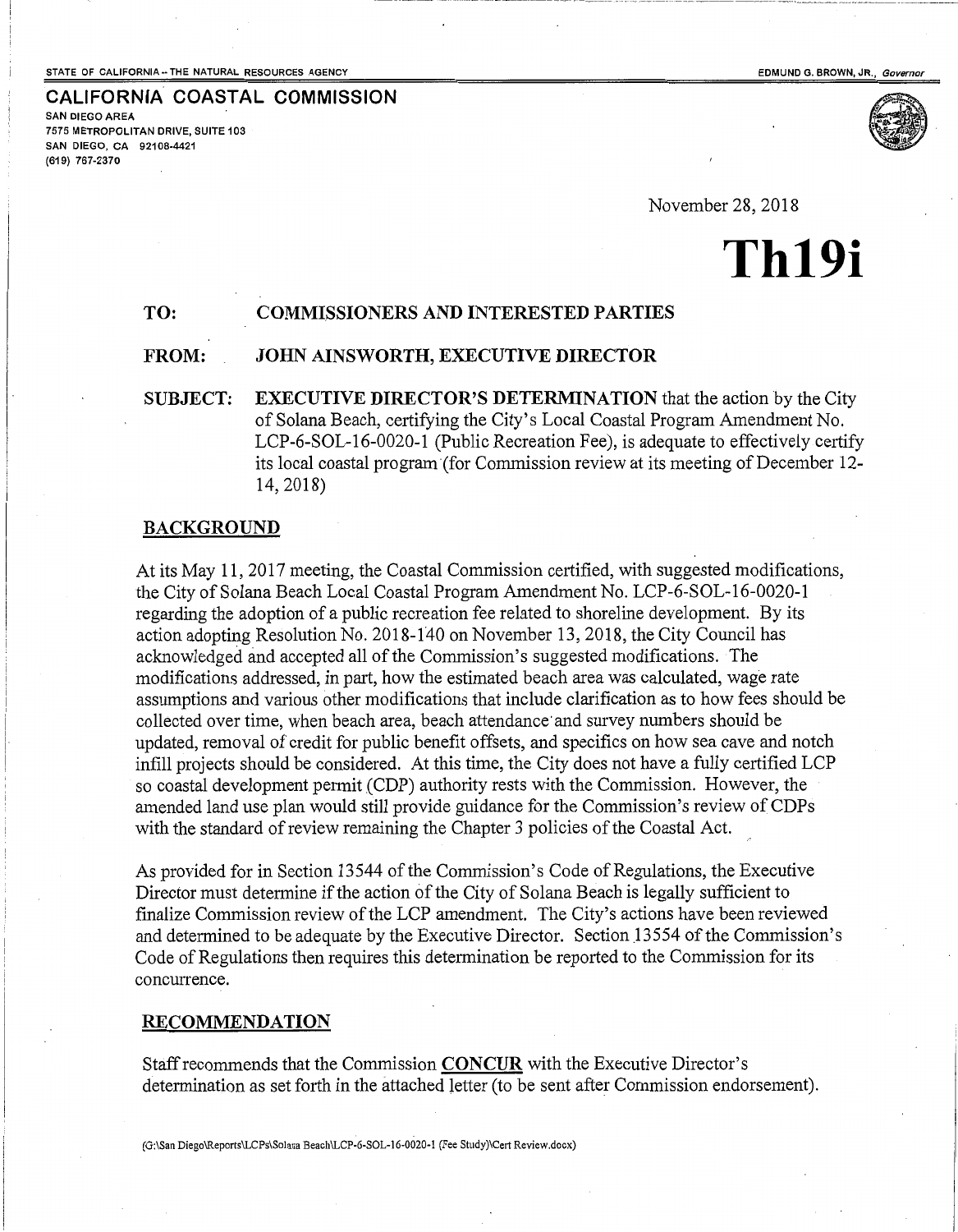STATE OF CALIFORNIA -- THE NATURAL RESOURCES AGENCY

EDMUND G. BROWN, JR., *Governor*

**CALIFORNIA COASTAL COMMISSION**

SAN DIEGO AREA
7575 METROPOLITAN DRIVE, SUITE 103
SAN DIEGO, CA 92108-4421
(619) 767-2370

November 28, 2018

# Th19i

**TO:** **COMMISSIONERS AND INTERESTED PARTIES**

**FROM:** **JOHN AINSWORTH, EXECUTIVE DIRECTOR**

**SUBJECT:** **EXECUTIVE DIRECTOR'S DETERMINATION** that the action by the City of Solana Beach, certifying the City's Local Coastal Program Amendment No. LCP-6-SOL-16-0020-1 (Public Recreation Fee), is adequate to effectively certify its local coastal program (for Commission review at its meeting of December 12-14, 2018)

## BACKGROUND

At its May 11, 2017 meeting, the Coastal Commission certified, with suggested modifications, the City of Solana Beach Local Coastal Program Amendment No. LCP-6-SOL-16-0020-1 regarding the adoption of a public recreation fee related to shoreline development. By its action adopting Resolution No. 2018-140 on November 13, 2018, the City Council has acknowledged and accepted all of the Commission's suggested modifications. The modifications addressed, in part, how the estimated beach area was calculated, wage rate assumptions and various other modifications that include clarification as to how fees should be collected over time, when beach area, beach attendance and survey numbers should be updated, removal of credit for public benefit offsets, and specifics on how sea cave and notch infill projects should be considered. At this time, the City does not have a fully certified LCP so coastal development permit (CDP) authority rests with the Commission. However, the amended land use plan would still provide guidance for the Commission's review of CDPs with the standard of review remaining the Chapter 3 policies of the Coastal Act.

As provided for in Section 13544 of the Commission's Code of Regulations, the Executive Director must determine if the action of the City of Solana Beach is legally sufficient to finalize Commission review of the LCP amendment. The City's actions have been reviewed and determined to be adequate by the Executive Director. Section 13554 of the Commission's Code of Regulations then requires this determination be reported to the Commission for its concurrence.

## RECOMMENDATION

Staff recommends that the Commission **CONCUR** with the Executive Director's determination as set forth in the attached letter (to be sent after Commission endorsement).

(G:\San Diego\Reports\LCPs\Solana Beach\LCP-6-SOL-16-0020-1 (Fee Study)\Cert Review.docx)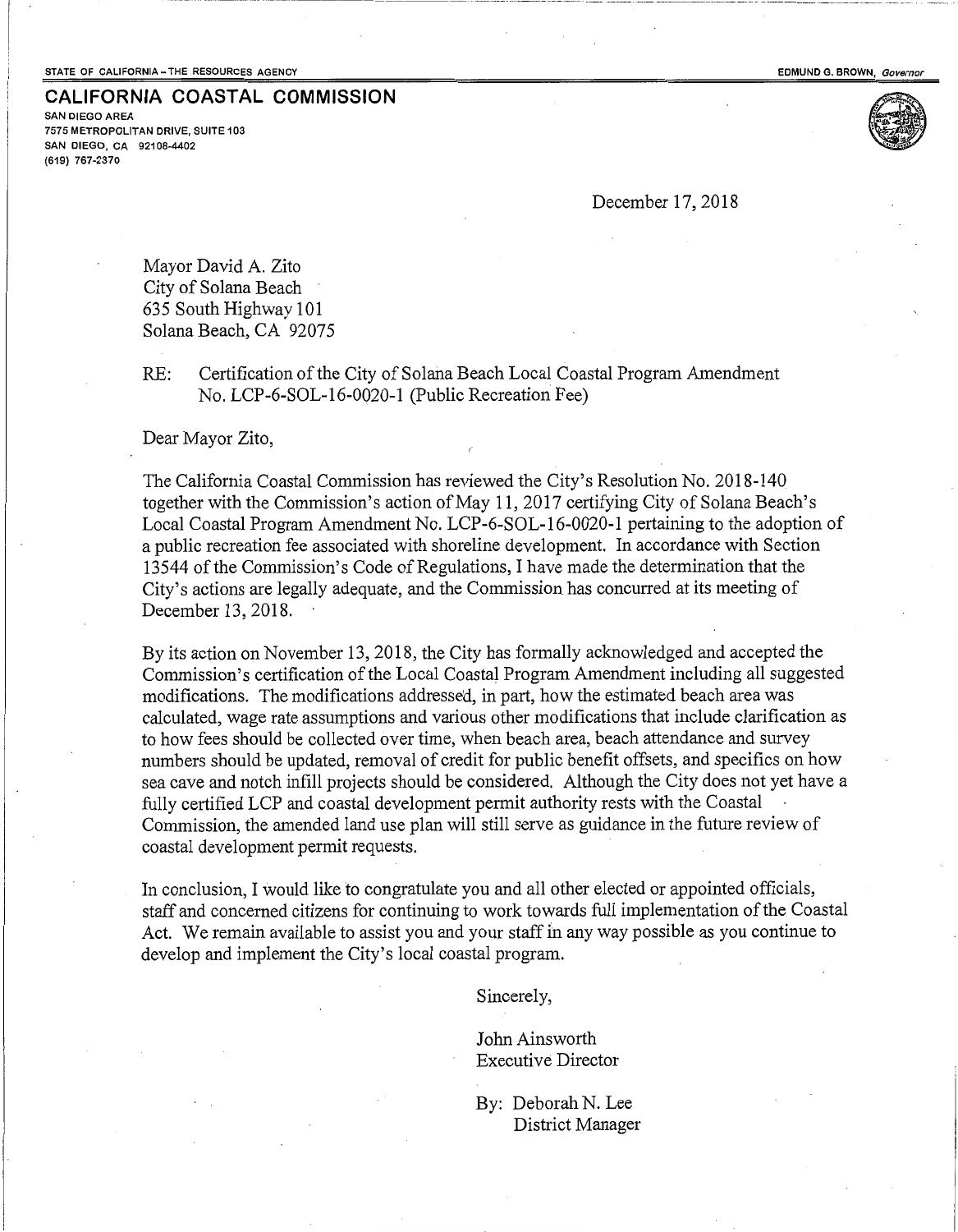STATE OF CALIFORNIA – THE RESOURCES AGENCY

EDMUND G. BROWN, *Governor*

**CALIFORNIA COASTAL COMMISSION**

SAN DIEGO AREA
7575 METROPOLITAN DRIVE, SUITE 103
SAN DIEGO, CA 92108-4402
(619) 767-2370

December 17, 2018

Mayor David A. Zito
City of Solana Beach
635 South Highway 101
Solana Beach, CA 92075

RE: Certification of the City of Solana Beach Local Coastal Program Amendment No. LCP-6-SOL-16-0020-1 (Public Recreation Fee)

Dear Mayor Zito,

The California Coastal Commission has reviewed the City's Resolution No. 2018-140 together with the Commission's action of May 11, 2017 certifying City of Solana Beach's Local Coastal Program Amendment No. LCP-6-SOL-16-0020-1 pertaining to the adoption of a public recreation fee associated with shoreline development. In accordance with Section 13544 of the Commission's Code of Regulations, I have made the determination that the City's actions are legally adequate, and the Commission has concurred at its meeting of December 13, 2018.

By its action on November 13, 2018, the City has formally acknowledged and accepted the Commission's certification of the Local Coastal Program Amendment including all suggested modifications. The modifications addressed, in part, how the estimated beach area was calculated, wage rate assumptions and various other modifications that include clarification as to how fees should be collected over time, when beach area, beach attendance and survey numbers should be updated, removal of credit for public benefit offsets, and specifics on how sea cave and notch infill projects should be considered. Although the City does not yet have a fully certified LCP and coastal development permit authority rests with the Coastal Commission, the amended land use plan will still serve as guidance in the future review of coastal development permit requests.

In conclusion, I would like to congratulate you and all other elected or appointed officials, staff and concerned citizens for continuing to work towards full implementation of the Coastal Act. We remain available to assist you and your staff in any way possible as you continue to develop and implement the City's local coastal program.

Sincerely,

John Ainsworth
Executive Director

By: Deborah N. Lee
District Manager